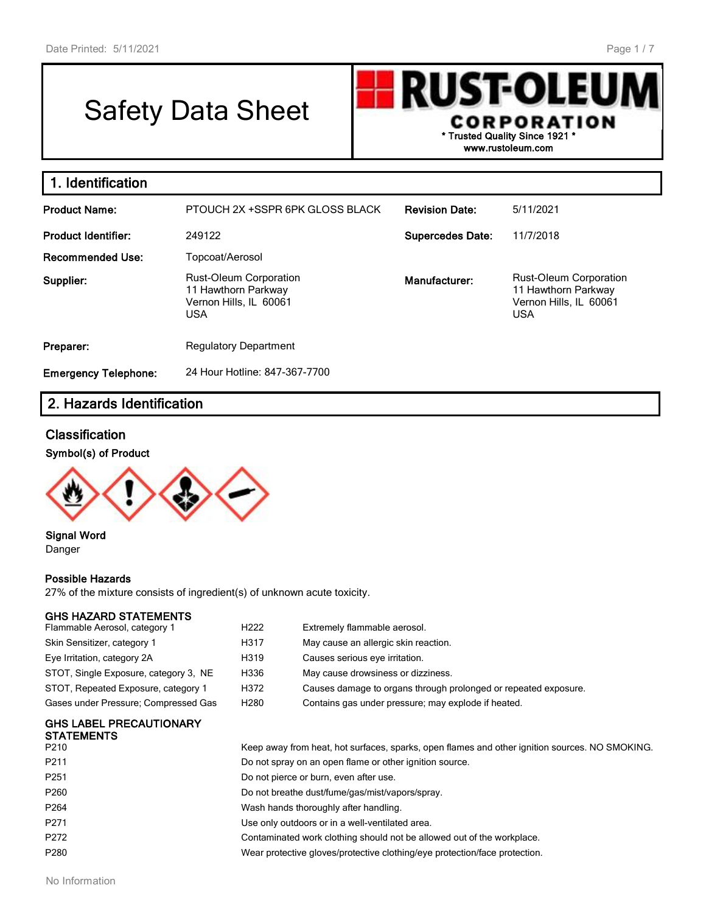Date Printed: 5/11/2021

# Safety Data Sheet

RUST-OLEUM CORPORATION
* Trusted Quality Since 1921 *
www.rustoleum.com

## 1. Identification

| | | | |
|---|---|---|---|
| **Product Name:** | PTOUCH 2X +SSPR 6PK GLOSS BLACK | **Revision Date:** | 5/11/2021 |
| **Product Identifier:** | 249122 | **Supercedes Date:** | 11/7/2018 |
| **Recommended Use:** | Topcoat/Aerosol | | |
| **Supplier:** | Rust-Oleum Corporation<br>11 Hawthorn Parkway<br>Vernon Hills, IL 60061<br>USA | **Manufacturer:** | Rust-Oleum Corporation<br>11 Hawthorn Parkway<br>Vernon Hills, IL 60061<br>USA |
| **Preparer:** | Regulatory Department | | |
| **Emergency Telephone:** | 24 Hour Hotline: 847-367-7700 | | |

## 2. Hazards Identification

### Classification

**Symbol(s) of Product**

**Signal Word**
Danger

**Possible Hazards**
27% of the mixture consists of ingredient(s) of unknown acute toxicity.

**GHS HAZARD STATEMENTS**

| | | |
|---|---|---|
| Flammable Aerosol, category 1 | H222 | Extremely flammable aerosol. |
| Skin Sensitizer, category 1 | H317 | May cause an allergic skin reaction. |
| Eye Irritation, category 2A | H319 | Causes serious eye irritation. |
| STOT, Single Exposure, category 3, NE | H336 | May cause drowsiness or dizziness. |
| STOT, Repeated Exposure, category 1 | H372 | Causes damage to organs through prolonged or repeated exposure. |
| Gases under Pressure; Compressed Gas | H280 | Contains gas under pressure; may explode if heated. |

**GHS LABEL PRECAUTIONARY STATEMENTS**

| | |
|---|---|
| P210 | Keep away from heat, hot surfaces, sparks, open flames and other ignition sources. NO SMOKING. |
| P211 | Do not spray on an open flame or other ignition source. |
| P251 | Do not pierce or burn, even after use. |
| P260 | Do not breathe dust/fume/gas/mist/vapors/spray. |
| P264 | Wash hands thoroughly after handling. |
| P271 | Use only outdoors or in a well-ventilated area. |
| P272 | Contaminated work clothing should not be allowed out of the workplace. |
| P280 | Wear protective gloves/protective clothing/eye protection/face protection. |

No Information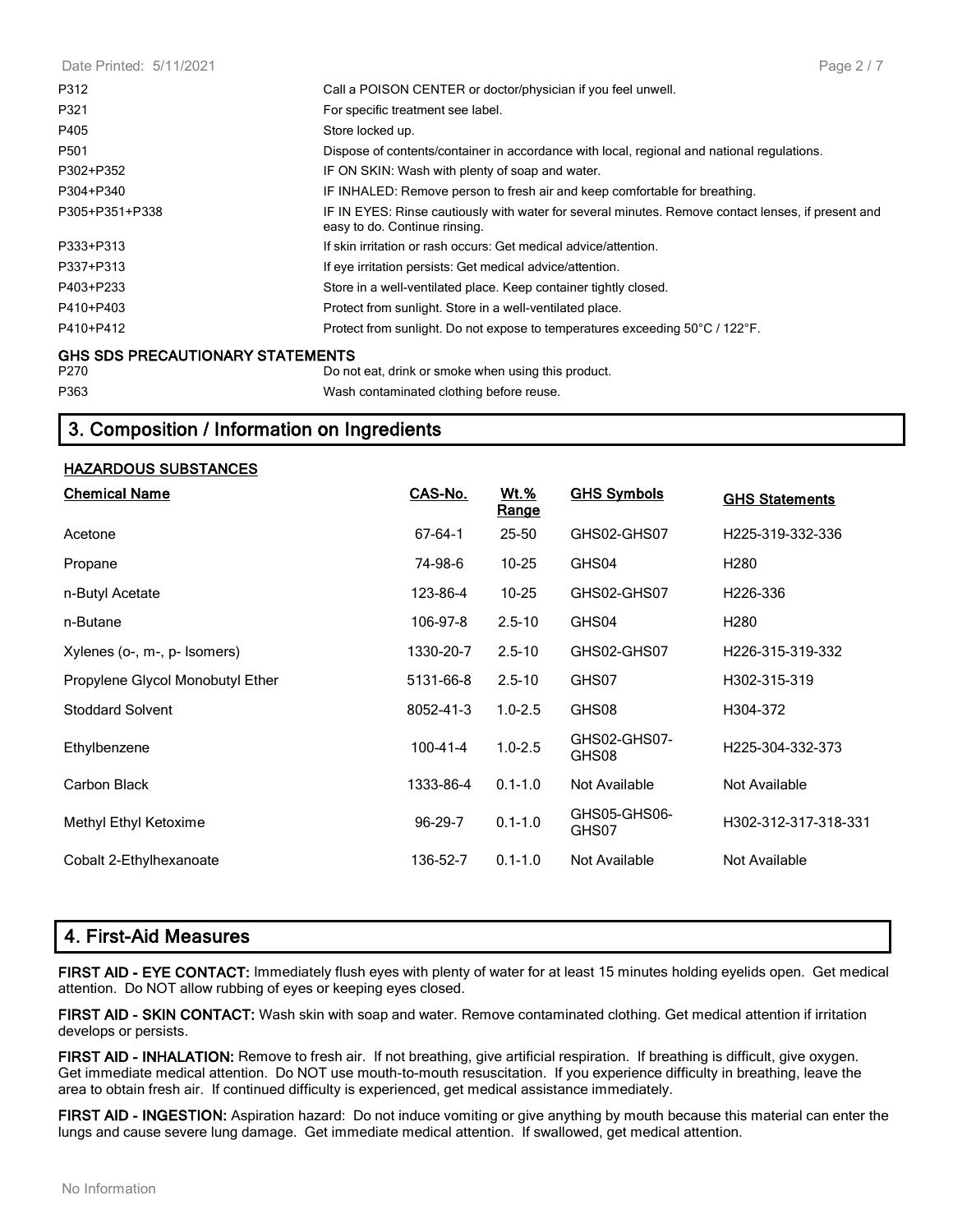| | |
|---|---|
| P312 | Call a POISON CENTER or doctor/physician if you feel unwell. |
| P321 | For specific treatment see label. |
| P405 | Store locked up. |
| P501 | Dispose of contents/container in accordance with local, regional and national regulations. |
| P302+P352 | IF ON SKIN: Wash with plenty of soap and water. |
| P304+P340 | IF INHALED: Remove person to fresh air and keep comfortable for breathing. |
| P305+P351+P338 | IF IN EYES: Rinse cautiously with water for several minutes. Remove contact lenses, if present and easy to do. Continue rinsing. |
| P333+P313 | If skin irritation or rash occurs: Get medical advice/attention. |
| P337+P313 | If eye irritation persists: Get medical advice/attention. |
| P403+P233 | Store in a well-ventilated place. Keep container tightly closed. |
| P410+P403 | Protect from sunlight. Store in a well-ventilated place. |
| P410+P412 | Protect from sunlight. Do not expose to temperatures exceeding 50°C / 122°F. |

**GHS SDS PRECAUTIONARY STATEMENTS**

| | |
|---|---|
| P270 | Do not eat, drink or smoke when using this product. |
| P363 | Wash contaminated clothing before reuse. |

## 3. Composition / Information on Ingredients

**HAZARDOUS SUBSTANCES**

| Chemical Name | CAS-No. | Wt.% Range | GHS Symbols | GHS Statements |
|---|---|---|---|---|
| Acetone | 67-64-1 | 25-50 | GHS02-GHS07 | H225-319-332-336 |
| Propane | 74-98-6 | 10-25 | GHS04 | H280 |
| n-Butyl Acetate | 123-86-4 | 10-25 | GHS02-GHS07 | H226-336 |
| n-Butane | 106-97-8 | 2.5-10 | GHS04 | H280 |
| Xylenes (o-, m-, p- Isomers) | 1330-20-7 | 2.5-10 | GHS02-GHS07 | H226-315-319-332 |
| Propylene Glycol Monobutyl Ether | 5131-66-8 | 2.5-10 | GHS07 | H302-315-319 |
| Stoddard Solvent | 8052-41-3 | 1.0-2.5 | GHS08 | H304-372 |
| Ethylbenzene | 100-41-4 | 1.0-2.5 | GHS02-GHS07-GHS08 | H225-304-332-373 |
| Carbon Black | 1333-86-4 | 0.1-1.0 | Not Available | Not Available |
| Methyl Ethyl Ketoxime | 96-29-7 | 0.1-1.0 | GHS05-GHS06-GHS07 | H302-312-317-318-331 |
| Cobalt 2-Ethylhexanoate | 136-52-7 | 0.1-1.0 | Not Available | Not Available |

## 4. First-Aid Measures

**FIRST AID - EYE CONTACT:** Immediately flush eyes with plenty of water for at least 15 minutes holding eyelids open. Get medical attention. Do NOT allow rubbing of eyes or keeping eyes closed.

**FIRST AID - SKIN CONTACT:** Wash skin with soap and water. Remove contaminated clothing. Get medical attention if irritation develops or persists.

**FIRST AID - INHALATION:** Remove to fresh air. If not breathing, give artificial respiration. If breathing is difficult, give oxygen. Get immediate medical attention. Do NOT use mouth-to-mouth resuscitation. If you experience difficulty in breathing, leave the area to obtain fresh air. If continued difficulty is experienced, get medical assistance immediately.

**FIRST AID - INGESTION:** Aspiration hazard: Do not induce vomiting or give anything by mouth because this material can enter the lungs and cause severe lung damage. Get immediate medical attention. If swallowed, get medical attention.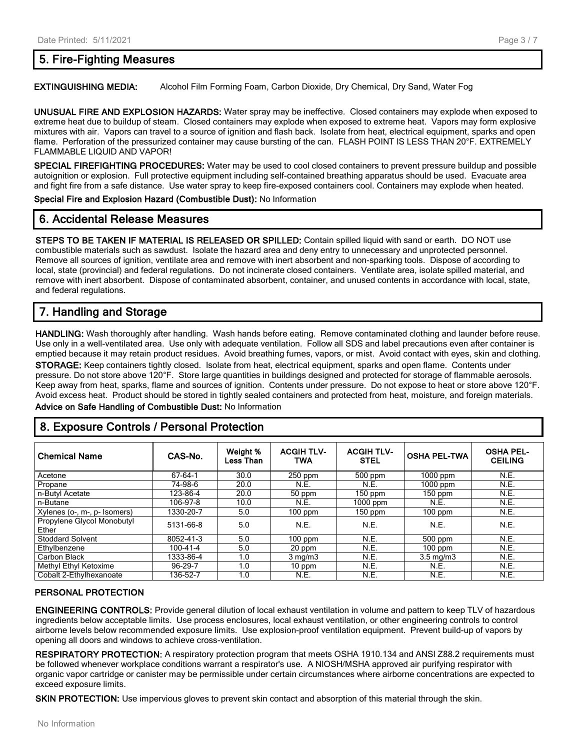## 5. Fire-Fighting Measures

**EXTINGUISHING MEDIA:** Alcohol Film Forming Foam, Carbon Dioxide, Dry Chemical, Dry Sand, Water Fog

**UNUSUAL FIRE AND EXPLOSION HAZARDS:** Water spray may be ineffective. Closed containers may explode when exposed to extreme heat due to buildup of steam. Closed containers may explode when exposed to extreme heat. Vapors may form explosive mixtures with air. Vapors can travel to a source of ignition and flash back. Isolate from heat, electrical equipment, sparks and open flame. Perforation of the pressurized container may cause bursting of the can. FLASH POINT IS LESS THAN 20°F. EXTREMELY FLAMMABLE LIQUID AND VAPOR!

**SPECIAL FIREFIGHTING PROCEDURES:** Water may be used to cool closed containers to prevent pressure buildup and possible autoignition or explosion. Full protective equipment including self-contained breathing apparatus should be used. Evacuate area and fight fire from a safe distance. Use water spray to keep fire-exposed containers cool. Containers may explode when heated.

**Special Fire and Explosion Hazard (Combustible Dust):** No Information

## 6. Accidental Release Measures

**STEPS TO BE TAKEN IF MATERIAL IS RELEASED OR SPILLED:** Contain spilled liquid with sand or earth. DO NOT use combustible materials such as sawdust. Isolate the hazard area and deny entry to unnecessary and unprotected personnel. Remove all sources of ignition, ventilate area and remove with inert absorbent and non-sparking tools. Dispose of according to local, state (provincial) and federal regulations. Do not incinerate closed containers. Ventilate area, isolate spilled material, and remove with inert absorbent. Dispose of contaminated absorbent, container, and unused contents in accordance with local, state, and federal regulations.

## 7. Handling and Storage

**HANDLING:** Wash thoroughly after handling. Wash hands before eating. Remove contaminated clothing and launder before reuse. Use only in a well-ventilated area. Use only with adequate ventilation. Follow all SDS and label precautions even after container is emptied because it may retain product residues. Avoid breathing fumes, vapors, or mist. Avoid contact with eyes, skin and clothing.

**STORAGE:** Keep containers tightly closed. Isolate from heat, electrical equipment, sparks and open flame. Contents under pressure. Do not store above 120°F. Store large quantities in buildings designed and protected for storage of flammable aerosols. Keep away from heat, sparks, flame and sources of ignition. Contents under pressure. Do not expose to heat or store above 120°F. Avoid excess heat. Product should be stored in tightly sealed containers and protected from heat, moisture, and foreign materials.

**Advice on Safe Handling of Combustible Dust:** No Information

## 8. Exposure Controls / Personal Protection

| Chemical Name | CAS-No. | Weight % Less Than | ACGIH TLV-TWA | ACGIH TLV-STEL | OSHA PEL-TWA | OSHA PEL-CEILING |
|---|---|---|---|---|---|---|
| Acetone | 67-64-1 | 30.0 | 250 ppm | 500 ppm | 1000 ppm | N.E. |
| Propane | 74-98-6 | 20.0 | N.E. | N.E. | 1000 ppm | N.E. |
| n-Butyl Acetate | 123-86-4 | 20.0 | 50 ppm | 150 ppm | 150 ppm | N.E. |
| n-Butane | 106-97-8 | 10.0 | N.E. | 1000 ppm | N.E. | N.E. |
| Xylenes (o-, m-, p- Isomers) | 1330-20-7 | 5.0 | 100 ppm | 150 ppm | 100 ppm | N.E. |
| Propylene Glycol Monobutyl Ether | 5131-66-8 | 5.0 | N.E. | N.E. | N.E. | N.E. |
| Stoddard Solvent | 8052-41-3 | 5.0 | 100 ppm | N.E. | 500 ppm | N.E. |
| Ethylbenzene | 100-41-4 | 5.0 | 20 ppm | N.E. | 100 ppm | N.E. |
| Carbon Black | 1333-86-4 | 1.0 | 3 mg/m3 | N.E. | 3.5 mg/m3 | N.E. |
| Methyl Ethyl Ketoxime | 96-29-7 | 1.0 | 10 ppm | N.E. | N.E. | N.E. |
| Cobalt 2-Ethylhexanoate | 136-52-7 | 1.0 | N.E. | N.E. | N.E. | N.E. |

**PERSONAL PROTECTION**

**ENGINEERING CONTROLS:** Provide general dilution of local exhaust ventilation in volume and pattern to keep TLV of hazardous ingredients below acceptable limits. Use process enclosures, local exhaust ventilation, or other engineering controls to control airborne levels below recommended exposure limits. Use explosion-proof ventilation equipment. Prevent build-up of vapors by opening all doors and windows to achieve cross-ventilation.

**RESPIRATORY PROTECTION:** A respiratory protection program that meets OSHA 1910.134 and ANSI Z88.2 requirements must be followed whenever workplace conditions warrant a respirator's use. A NIOSH/MSHA approved air purifying respirator with organic vapor cartridge or canister may be permissible under certain circumstances where airborne concentrations are expected to exceed exposure limits.

**SKIN PROTECTION:** Use impervious gloves to prevent skin contact and absorption of this material through the skin.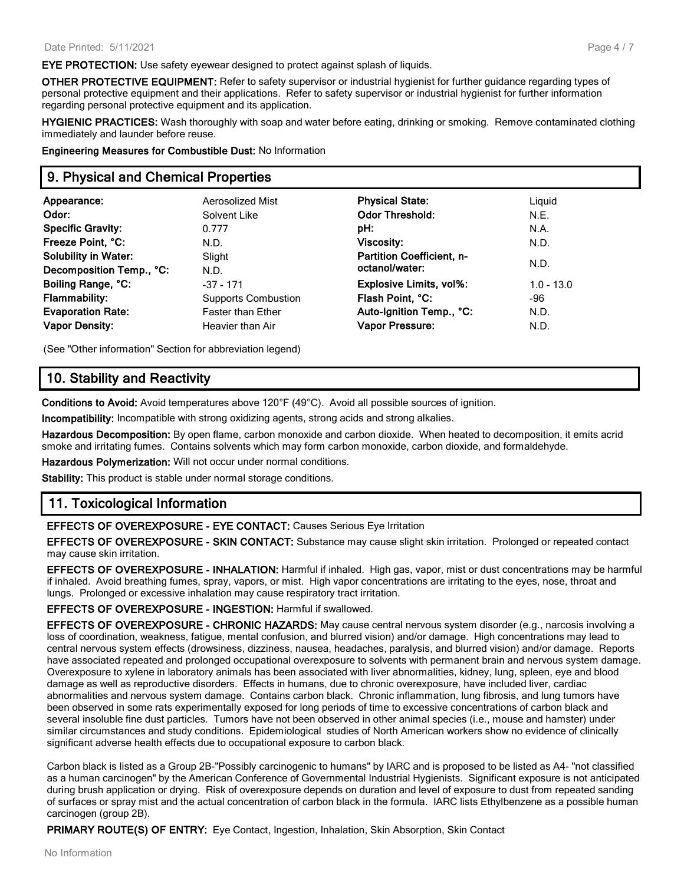**EYE PROTECTION:** Use safety eyewear designed to protect against splash of liquids.

**OTHER PROTECTIVE EQUIPMENT:** Refer to safety supervisor or industrial hygienist for further guidance regarding types of personal protective equipment and their applications. Refer to safety supervisor or industrial hygienist for further information regarding personal protective equipment and its application.

**HYGIENIC PRACTICES:** Wash thoroughly with soap and water before eating, drinking or smoking. Remove contaminated clothing immediately and launder before reuse.

**Engineering Measures for Combustible Dust:** No Information

## 9. Physical and Chemical Properties

| | | | |
|---|---|---|---|
| **Appearance:** | Aerosolized Mist | **Physical State:** | Liquid |
| **Odor:** | Solvent Like | **Odor Threshold:** | N.E. |
| **Specific Gravity:** | 0.777 | **pH:** | N.A. |
| **Freeze Point, °C:** | N.D. | **Viscosity:** | N.D. |
| **Solubility in Water:** | Slight | **Partition Coefficient, n-octanol/water:** | N.D. |
| **Decomposition Temp., °C:** | N.D. | | |
| **Boiling Range, °C:** | -37 - 171 | **Explosive Limits, vol%:** | 1.0 - 13.0 |
| **Flammability:** | Supports Combustion | **Flash Point, °C:** | -96 |
| **Evaporation Rate:** | Faster than Ether | **Auto-Ignition Temp., °C:** | N.D. |
| **Vapor Density:** | Heavier than Air | **Vapor Pressure:** | N.D. |

(See "Other information" Section for abbreviation legend)

## 10. Stability and Reactivity

**Conditions to Avoid:** Avoid temperatures above 120°F (49°C). Avoid all possible sources of ignition.

**Incompatibility:** Incompatible with strong oxidizing agents, strong acids and strong alkalies.

**Hazardous Decomposition:** By open flame, carbon monoxide and carbon dioxide. When heated to decomposition, it emits acrid smoke and irritating fumes. Contains solvents which may form carbon monoxide, carbon dioxide, and formaldehyde.

**Hazardous Polymerization:** Will not occur under normal conditions.

**Stability:** This product is stable under normal storage conditions.

## 11. Toxicological Information

**EFFECTS OF OVEREXPOSURE - EYE CONTACT:** Causes Serious Eye Irritation

**EFFECTS OF OVEREXPOSURE - SKIN CONTACT:** Substance may cause slight skin irritation. Prolonged or repeated contact may cause skin irritation.

**EFFECTS OF OVEREXPOSURE - INHALATION:** Harmful if inhaled. High gas, vapor, mist or dust concentrations may be harmful if inhaled. Avoid breathing fumes, spray, vapors, or mist. High vapor concentrations are irritating to the eyes, nose, throat and lungs. Prolonged or excessive inhalation may cause respiratory tract irritation.

**EFFECTS OF OVEREXPOSURE - INGESTION:** Harmful if swallowed.

**EFFECTS OF OVEREXPOSURE - CHRONIC HAZARDS:** May cause central nervous system disorder (e.g., narcosis involving a loss of coordination, weakness, fatigue, mental confusion, and blurred vision) and/or damage. High concentrations may lead to central nervous system effects (drowsiness, dizziness, nausea, headaches, paralysis, and blurred vision) and/or damage. Reports have associated repeated and prolonged occupational overexposure to solvents with permanent brain and nervous system damage. Overexposure to xylene in laboratory animals has been associated with liver abnormalities, kidney, lung, spleen, eye and blood damage as well as reproductive disorders. Effects in humans, due to chronic overexposure, have included liver, cardiac abnormalities and nervous system damage. Contains carbon black. Chronic inflammation, lung fibrosis, and lung tumors have been observed in some rats experimentally exposed for long periods of time to excessive concentrations of carbon black and several insoluble fine dust particles. Tumors have not been observed in other animal species (i.e., mouse and hamster) under similar circumstances and study conditions. Epidemiological studies of North American workers show no evidence of clinically significant adverse health effects due to occupational exposure to carbon black.

Carbon black is listed as a Group 2B-"Possibly carcinogenic to humans" by IARC and is proposed to be listed as A4- "not classified as a human carcinogen" by the American Conference of Governmental Industrial Hygienists. Significant exposure is not anticipated during brush application or drying. Risk of overexposure depends on duration and level of exposure to dust from repeated sanding of surfaces or spray mist and the actual concentration of carbon black in the formula. IARC lists Ethylbenzene as a possible human carcinogen (group 2B).

**PRIMARY ROUTE(S) OF ENTRY:** Eye Contact, Ingestion, Inhalation, Skin Absorption, Skin Contact

No Information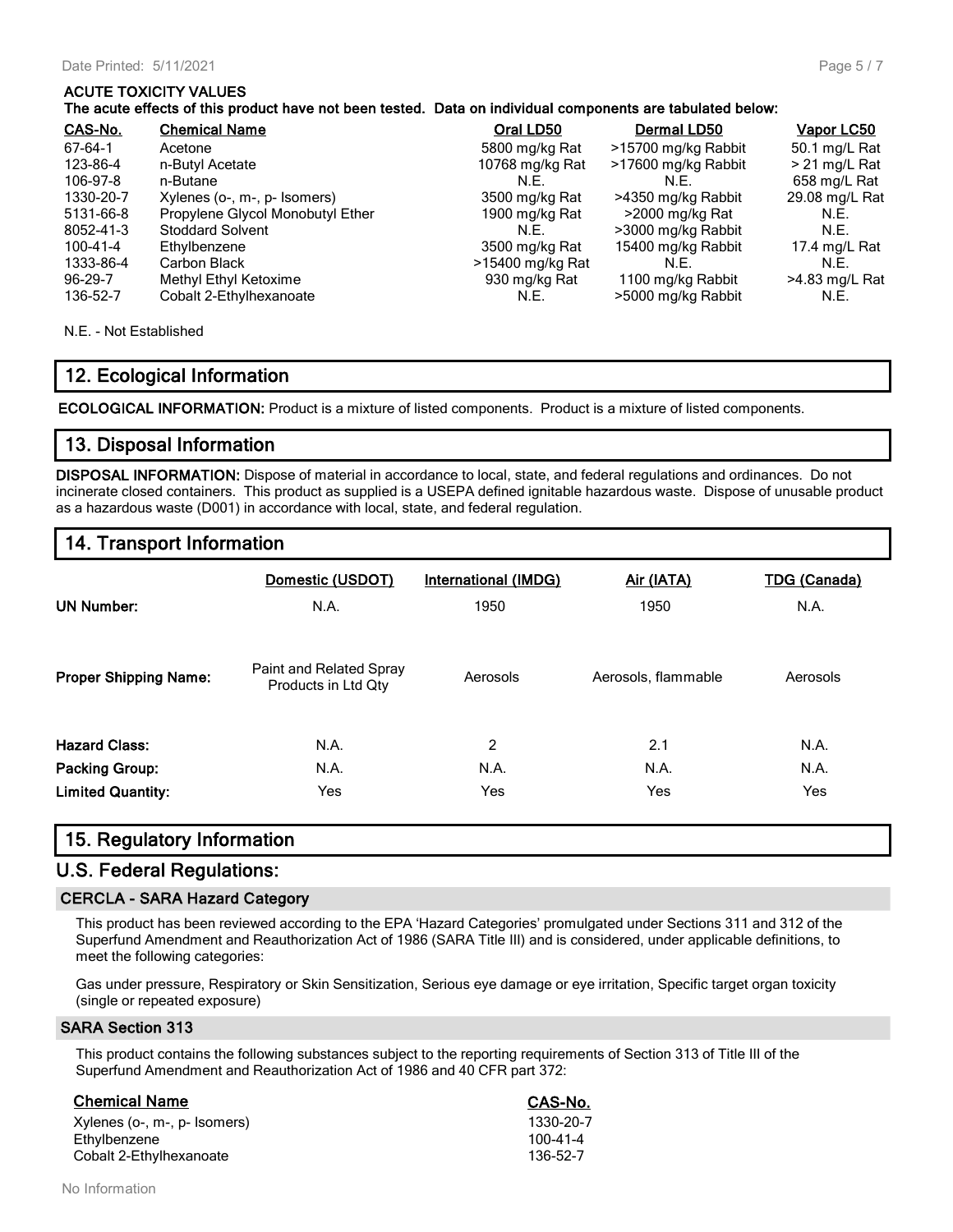**ACUTE TOXICITY VALUES**

**The acute effects of this product have not been tested. Data on individual components are tabulated below:**

| CAS-No. | Chemical Name | Oral LD50 | Dermal LD50 | Vapor LC50 |
|---|---|---|---|---|
| 67-64-1 | Acetone | 5800 mg/kg Rat | >15700 mg/kg Rabbit | 50.1 mg/L Rat |
| 123-86-4 | n-Butyl Acetate | 10768 mg/kg Rat | >17600 mg/kg Rabbit | > 21 mg/L Rat |
| 106-97-8 | n-Butane | N.E. | N.E. | 658 mg/L Rat |
| 1330-20-7 | Xylenes (o-, m-, p- Isomers) | 3500 mg/kg Rat | >4350 mg/kg Rabbit | 29.08 mg/L Rat |
| 5131-66-8 | Propylene Glycol Monobutyl Ether | 1900 mg/kg Rat | >2000 mg/kg Rat | N.E. |
| 8052-41-3 | Stoddard Solvent | N.E. | >3000 mg/kg Rabbit | N.E. |
| 100-41-4 | Ethylbenzene | 3500 mg/kg Rat | 15400 mg/kg Rabbit | 17.4 mg/L Rat |
| 1333-86-4 | Carbon Black | >15400 mg/kg Rat | N.E. | N.E. |
| 96-29-7 | Methyl Ethyl Ketoxime | 930 mg/kg Rat | 1100 mg/kg Rabbit | >4.83 mg/L Rat |
| 136-52-7 | Cobalt 2-Ethylhexanoate | N.E. | >5000 mg/kg Rabbit | N.E. |

N.E. - Not Established

## 12. Ecological Information

**ECOLOGICAL INFORMATION:** Product is a mixture of listed components. Product is a mixture of listed components.

## 13. Disposal Information

**DISPOSAL INFORMATION:** Dispose of material in accordance to local, state, and federal regulations and ordinances. Do not incinerate closed containers. This product as supplied is a USEPA defined ignitable hazardous waste. Dispose of unusable product as a hazardous waste (D001) in accordance with local, state, and federal regulation.

## 14. Transport Information

| | Domestic (USDOT) | International (IMDG) | Air (IATA) | TDG (Canada) |
|---|---|---|---|---|
| **UN Number:** | N.A. | 1950 | 1950 | N.A. |
| **Proper Shipping Name:** | Paint and Related Spray Products in Ltd Qty | Aerosols | Aerosols, flammable | Aerosols |
| **Hazard Class:** | N.A. | 2 | 2.1 | N.A. |
| **Packing Group:** | N.A. | N.A. | N.A. | N.A. |
| **Limited Quantity:** | Yes | Yes | Yes | Yes |

## 15. Regulatory Information

## U.S. Federal Regulations:

### CERCLA - SARA Hazard Category

This product has been reviewed according to the EPA 'Hazard Categories' promulgated under Sections 311 and 312 of the Superfund Amendment and Reauthorization Act of 1986 (SARA Title III) and is considered, under applicable definitions, to meet the following categories:

Gas under pressure, Respiratory or Skin Sensitization, Serious eye damage or eye irritation, Specific target organ toxicity (single or repeated exposure)

### SARA Section 313

This product contains the following substances subject to the reporting requirements of Section 313 of Title III of the Superfund Amendment and Reauthorization Act of 1986 and 40 CFR part 372:

| Chemical Name | CAS-No. |
|---|---|
| Xylenes (o-, m-, p- Isomers) | 1330-20-7 |
| Ethylbenzene | 100-41-4 |
| Cobalt 2-Ethylhexanoate | 136-52-7 |

No Information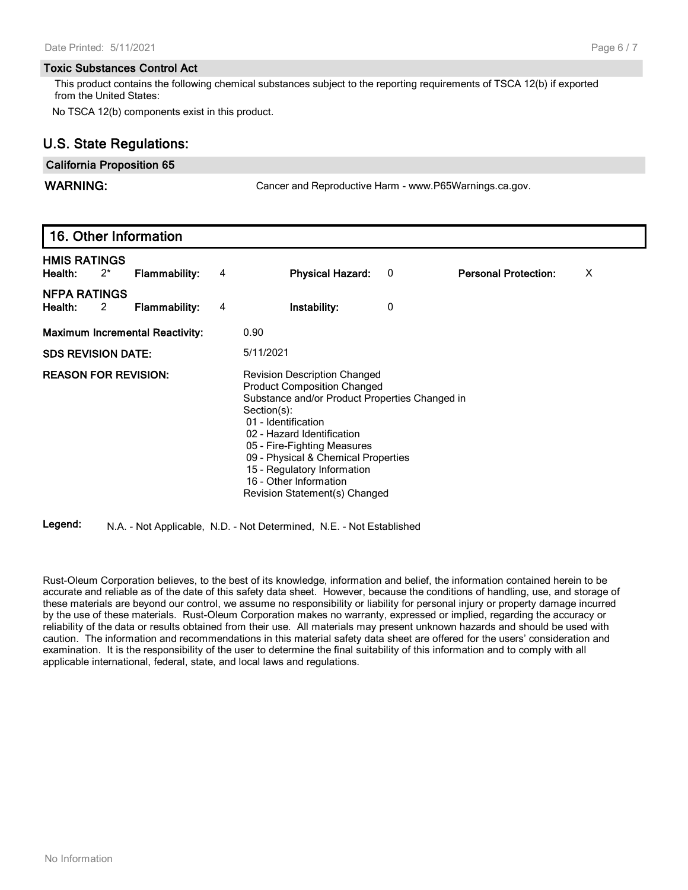### Toxic Substances Control Act

This product contains the following chemical substances subject to the reporting requirements of TSCA 12(b) if exported from the United States:

No TSCA 12(b) components exist in this product.

## U.S. State Regulations:

### California Proposition 65

**WARNING:** Cancer and Reproductive Harm - www.P65Warnings.ca.gov.

## 16. Other Information

**HMIS RATINGS**

| | | | | | | | |
|---|---|---|---|---|---|---|---|
| **Health:** | 2* | **Flammability:** | 4 | **Physical Hazard:** | 0 | **Personal Protection:** | X |

**NFPA RATINGS**

| | | | | | |
|---|---|---|---|---|---|
| **Health:** | 2 | **Flammability:** | 4 | **Instability:** | 0 |

**Maximum Incremental Reactivity:** 0.90

**SDS REVISION DATE:** 5/11/2021

**REASON FOR REVISION:**

Revision Description Changed
Product Composition Changed
Substance and/or Product Properties Changed in Section(s):
- 01 - Identification
- 02 - Hazard Identification
- 05 - Fire-Fighting Measures
- 09 - Physical & Chemical Properties
- 15 - Regulatory Information
- 16 - Other Information

Revision Statement(s) Changed

**Legend:** N.A. - Not Applicable, N.D. - Not Determined, N.E. - Not Established

Rust-Oleum Corporation believes, to the best of its knowledge, information and belief, the information contained herein to be accurate and reliable as of the date of this safety data sheet. However, because the conditions of handling, use, and storage of these materials are beyond our control, we assume no responsibility or liability for personal injury or property damage incurred by the use of these materials. Rust-Oleum Corporation makes no warranty, expressed or implied, regarding the accuracy or reliability of the data or results obtained from their use. All materials may present unknown hazards and should be used with caution. The information and recommendations in this material safety data sheet are offered for the users' consideration and examination. It is the responsibility of the user to determine the final suitability of this information and to comply with all applicable international, federal, state, and local laws and regulations.

No Information